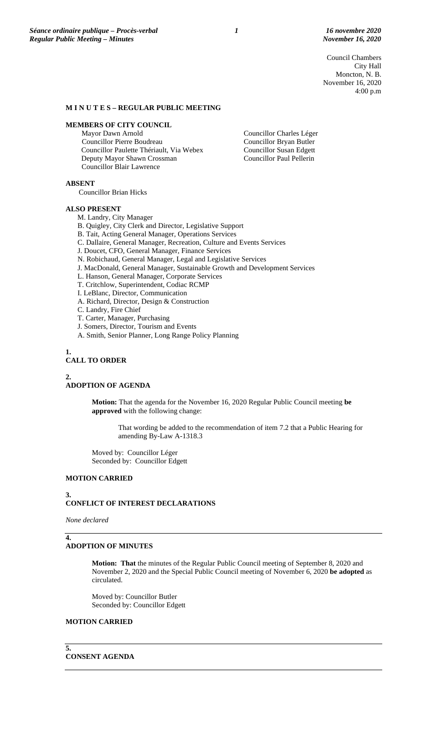Council Chambers
City Hall
Moncton, N. B.
November 16, 2020
4:00 p.m

**M I N U T E S – REGULAR PUBLIC MEETING**

**MEMBERS OF CITY COUNCIL**

Mayor Dawn Arnold
Councillor Pierre Boudreau
Councillor Paulette Thériault, Via Webex
Deputy Mayor Shawn Crossman
Councillor Blair Lawrence
Councillor Charles Léger
Councillor Bryan Butler
Councillor Susan Edgett
Councillor Paul Pellerin

**ABSENT**

Councillor Brian Hicks

**ALSO PRESENT**

M. Landry, City Manager
B. Quigley, City Clerk and Director, Legislative Support
B. Tait, Acting General Manager, Operations Services
C. Dallaire, General Manager, Recreation, Culture and Events Services
J. Doucet, CFO, General Manager, Finance Services
N. Robichaud, General Manager, Legal and Legislative Services
J. MacDonald, General Manager, Sustainable Growth and Development Services
L. Hanson, General Manager, Corporate Services
T. Critchlow, Superintendent, Codiac RCMP
I. LeBlanc, Director, Communication
A. Richard, Director, Design & Construction
C. Landry, Fire Chief
T. Carter, Manager, Purchasing
J. Somers, Director, Tourism and Events
A. Smith, Senior Planner, Long Range Policy Planning

**1.**
**CALL TO ORDER**

**2.**
**ADOPTION OF AGENDA**

**Motion:** That the agenda for the November 16, 2020 Regular Public Council meeting **be approved** with the following change:

That wording be added to the recommendation of item 7.2 that a Public Hearing for amending By-Law A-1318.3

Moved by: Councillor Léger
Seconded by: Councillor Edgett

**MOTION CARRIED**

**3.**
**CONFLICT OF INTEREST DECLARATIONS**

*None declared*

**4.**
**ADOPTION OF MINUTES**

**Motion: That** the minutes of the Regular Public Council meeting of September 8, 2020 and November 2, 2020 and the Special Public Council meeting of November 6, 2020 **be adopted** as circulated.

Moved by: Councillor Butler
Seconded by: Councillor Edgett

**MOTION CARRIED**

**5.**
**CONSENT AGENDA**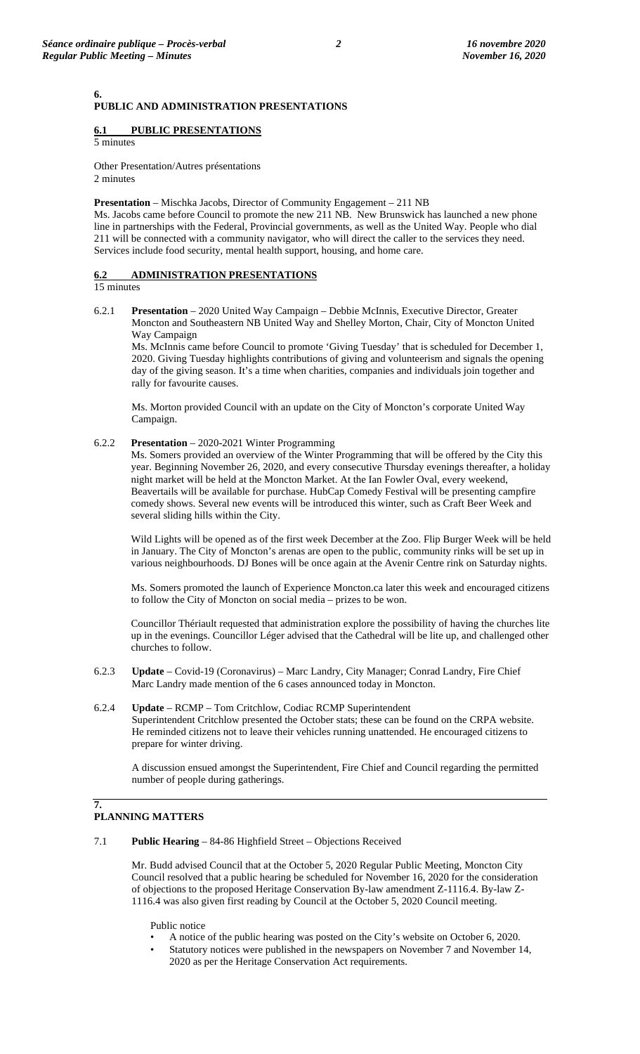## 6.
## PUBLIC AND ADMINISTRATION PRESENTATIONS

### 6.1 PUBLIC PRESENTATIONS

5 minutes

Other Presentation/Autres présentations
2 minutes

**Presentation** – Mischka Jacobs, Director of Community Engagement – 211 NB
Ms. Jacobs came before Council to promote the new 211 NB. New Brunswick has launched a new phone line in partnerships with the Federal, Provincial governments, as well as the United Way. People who dial 211 will be connected with a community navigator, who will direct the caller to the services they need. Services include food security, mental health support, housing, and home care.

### 6.2 ADMINISTRATION PRESENTATIONS

15 minutes

6.2.1 **Presentation** – 2020 United Way Campaign – Debbie McInnis, Executive Director, Greater Moncton and Southeastern NB United Way and Shelley Morton, Chair, City of Moncton United Way Campaign
Ms. McInnis came before Council to promote 'Giving Tuesday' that is scheduled for December 1, 2020. Giving Tuesday highlights contributions of giving and volunteerism and signals the opening day of the giving season. It's a time when charities, companies and individuals join together and rally for favourite causes.

Ms. Morton provided Council with an update on the City of Moncton's corporate United Way Campaign.

6.2.2 **Presentation** – 2020-2021 Winter Programming
Ms. Somers provided an overview of the Winter Programming that will be offered by the City this year. Beginning November 26, 2020, and every consecutive Thursday evenings thereafter, a holiday night market will be held at the Moncton Market. At the Ian Fowler Oval, every weekend, Beavertails will be available for purchase. HubCap Comedy Festival will be presenting campfire comedy shows. Several new events will be introduced this winter, such as Craft Beer Week and several sliding hills within the City.

Wild Lights will be opened as of the first week December at the Zoo. Flip Burger Week will be held in January. The City of Moncton's arenas are open to the public, community rinks will be set up in various neighbourhoods. DJ Bones will be once again at the Avenir Centre rink on Saturday nights.

Ms. Somers promoted the launch of Experience Moncton.ca later this week and encouraged citizens to follow the City of Moncton on social media – prizes to be won.

Councillor Thériault requested that administration explore the possibility of having the churches lite up in the evenings. Councillor Léger advised that the Cathedral will be lite up, and challenged other churches to follow.

6.2.3 **Update** – Covid-19 (Coronavirus) – Marc Landry, City Manager; Conrad Landry, Fire Chief
Marc Landry made mention of the 6 cases announced today in Moncton.

6.2.4 **Update** – RCMP – Tom Critchlow, Codiac RCMP Superintendent
Superintendent Critchlow presented the October stats; these can be found on the CRPA website. He reminded citizens not to leave their vehicles running unattended. He encouraged citizens to prepare for winter driving.

A discussion ensued amongst the Superintendent, Fire Chief and Council regarding the permitted number of people during gatherings.

## 7.
## PLANNING MATTERS

7.1 **Public Hearing** – 84-86 Highfield Street – Objections Received

Mr. Budd advised Council that at the October 5, 2020 Regular Public Meeting, Moncton City Council resolved that a public hearing be scheduled for November 16, 2020 for the consideration of objections to the proposed Heritage Conservation By-law amendment Z-1116.4. By-law Z-1116.4 was also given first reading by Council at the October 5, 2020 Council meeting.

Public notice

- A notice of the public hearing was posted on the City's website on October 6, 2020.
- Statutory notices were published in the newspapers on November 7 and November 14, 2020 as per the Heritage Conservation Act requirements.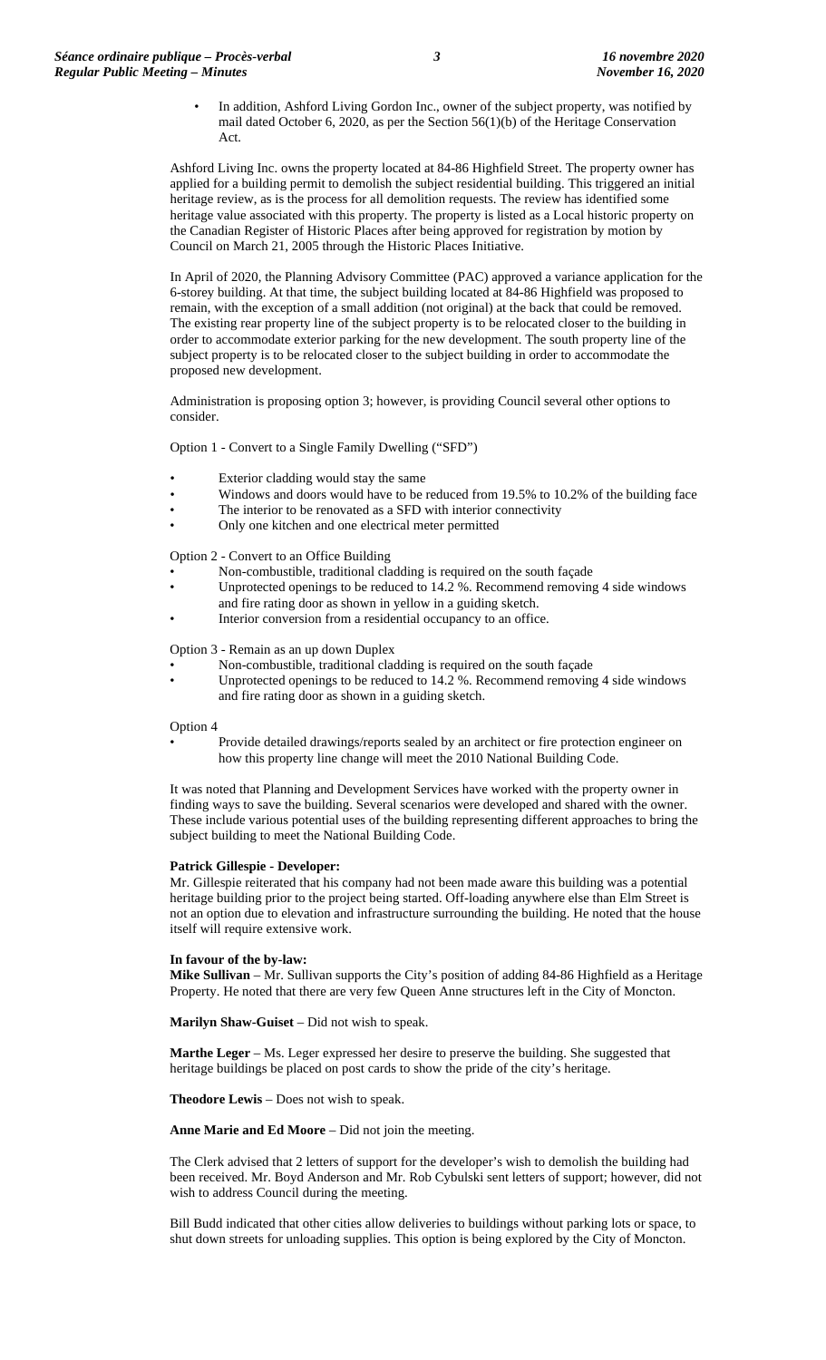- In addition, Ashford Living Gordon Inc., owner of the subject property, was notified by mail dated October 6, 2020, as per the Section 56(1)(b) of the Heritage Conservation Act.

Ashford Living Inc. owns the property located at 84-86 Highfield Street. The property owner has applied for a building permit to demolish the subject residential building. This triggered an initial heritage review, as is the process for all demolition requests. The review has identified some heritage value associated with this property. The property is listed as a Local historic property on the Canadian Register of Historic Places after being approved for registration by motion by Council on March 21, 2005 through the Historic Places Initiative.

In April of 2020, the Planning Advisory Committee (PAC) approved a variance application for the 6-storey building. At that time, the subject building located at 84-86 Highfield was proposed to remain, with the exception of a small addition (not original) at the back that could be removed. The existing rear property line of the subject property is to be relocated closer to the building in order to accommodate exterior parking for the new development. The south property line of the subject property is to be relocated closer to the subject building in order to accommodate the proposed new development.

Administration is proposing option 3; however, is providing Council several other options to consider.

Option 1 - Convert to a Single Family Dwelling ("SFD")

- Exterior cladding would stay the same
- Windows and doors would have to be reduced from 19.5% to 10.2% of the building face
- The interior to be renovated as a SFD with interior connectivity
- Only one kitchen and one electrical meter permitted

Option 2 - Convert to an Office Building

- Non-combustible, traditional cladding is required on the south façade
- Unprotected openings to be reduced to 14.2 %. Recommend removing 4 side windows and fire rating door as shown in yellow in a guiding sketch.
- Interior conversion from a residential occupancy to an office.

Option 3 - Remain as an up down Duplex

- Non-combustible, traditional cladding is required on the south façade
- Unprotected openings to be reduced to 14.2 %. Recommend removing 4 side windows and fire rating door as shown in a guiding sketch.

Option 4

- Provide detailed drawings/reports sealed by an architect or fire protection engineer on how this property line change will meet the 2010 National Building Code.

It was noted that Planning and Development Services have worked with the property owner in finding ways to save the building. Several scenarios were developed and shared with the owner. These include various potential uses of the building representing different approaches to bring the subject building to meet the National Building Code.

**Patrick Gillespie - Developer:**
Mr. Gillespie reiterated that his company had not been made aware this building was a potential heritage building prior to the project being started. Off-loading anywhere else than Elm Street is not an option due to elevation and infrastructure surrounding the building. He noted that the house itself will require extensive work.

**In favour of the by-law:**
**Mike Sullivan** – Mr. Sullivan supports the City's position of adding 84-86 Highfield as a Heritage Property. He noted that there are very few Queen Anne structures left in the City of Moncton.

**Marilyn Shaw-Guiset** – Did not wish to speak.

**Marthe Leger** – Ms. Leger expressed her desire to preserve the building. She suggested that heritage buildings be placed on post cards to show the pride of the city's heritage.

**Theodore Lewis** – Does not wish to speak.

**Anne Marie and Ed Moore** – Did not join the meeting.

The Clerk advised that 2 letters of support for the developer's wish to demolish the building had been received. Mr. Boyd Anderson and Mr. Rob Cybulski sent letters of support; however, did not wish to address Council during the meeting.

Bill Budd indicated that other cities allow deliveries to buildings without parking lots or space, to shut down streets for unloading supplies. This option is being explored by the City of Moncton.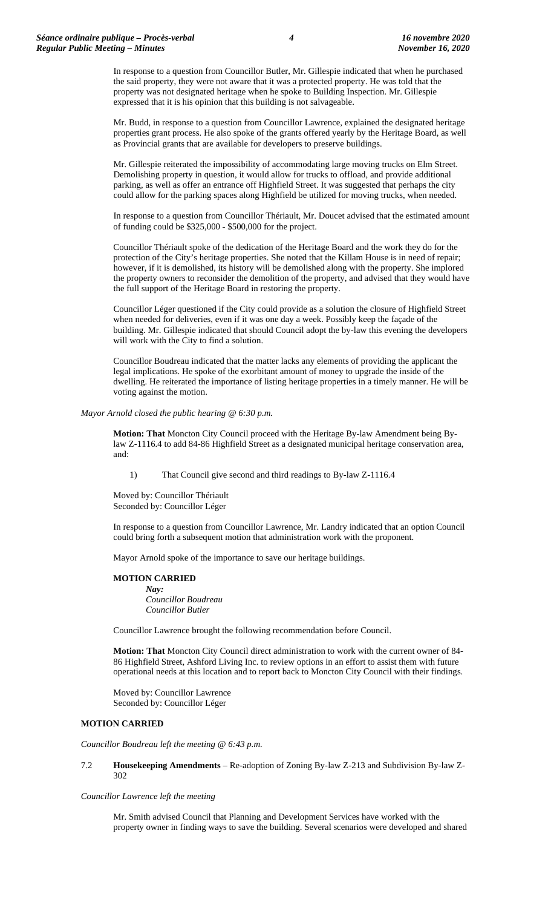In response to a question from Councillor Butler, Mr. Gillespie indicated that when he purchased the said property, they were not aware that it was a protected property. He was told that the property was not designated heritage when he spoke to Building Inspection. Mr. Gillespie expressed that it is his opinion that this building is not salvageable.

Mr. Budd, in response to a question from Councillor Lawrence, explained the designated heritage properties grant process. He also spoke of the grants offered yearly by the Heritage Board, as well as Provincial grants that are available for developers to preserve buildings.

Mr. Gillespie reiterated the impossibility of accommodating large moving trucks on Elm Street. Demolishing property in question, it would allow for trucks to offload, and provide additional parking, as well as offer an entrance off Highfield Street. It was suggested that perhaps the city could allow for the parking spaces along Highfield be utilized for moving trucks, when needed.

In response to a question from Councillor Thériault, Mr. Doucet advised that the estimated amount of funding could be $325,000 - $500,000 for the project.

Councillor Thériault spoke of the dedication of the Heritage Board and the work they do for the protection of the City's heritage properties. She noted that the Killam House is in need of repair; however, if it is demolished, its history will be demolished along with the property. She implored the property owners to reconsider the demolition of the property, and advised that they would have the full support of the Heritage Board in restoring the property.

Councillor Léger questioned if the City could provide as a solution the closure of Highfield Street when needed for deliveries, even if it was one day a week. Possibly keep the façade of the building. Mr. Gillespie indicated that should Council adopt the by-law this evening the developers will work with the City to find a solution.

Councillor Boudreau indicated that the matter lacks any elements of providing the applicant the legal implications. He spoke of the exorbitant amount of money to upgrade the inside of the dwelling. He reiterated the importance of listing heritage properties in a timely manner. He will be voting against the motion.

*Mayor Arnold closed the public hearing @ 6:30 p.m.*

**Motion: That** Moncton City Council proceed with the Heritage By-law Amendment being By-law Z-1116.4 to add 84-86 Highfield Street as a designated municipal heritage conservation area, and:

1) That Council give second and third readings to By-law Z-1116.4

Moved by: Councillor Thériault
Seconded by: Councillor Léger

In response to a question from Councillor Lawrence, Mr. Landry indicated that an option Council could bring forth a subsequent motion that administration work with the proponent.

Mayor Arnold spoke of the importance to save our heritage buildings.

**MOTION CARRIED**

*Nay:*
*Councillor Boudreau*
*Councillor Butler*

Councillor Lawrence brought the following recommendation before Council.

**Motion: That** Moncton City Council direct administration to work with the current owner of 84-86 Highfield Street, Ashford Living Inc. to review options in an effort to assist them with future operational needs at this location and to report back to Moncton City Council with their findings.

Moved by: Councillor Lawrence
Seconded by: Councillor Léger

**MOTION CARRIED**

*Councillor Boudreau left the meeting @ 6:43 p.m.*

7.2 **Housekeeping Amendments** – Re-adoption of Zoning By-law Z-213 and Subdivision By-law Z-302

*Councillor Lawrence left the meeting*

Mr. Smith advised Council that Planning and Development Services have worked with the property owner in finding ways to save the building. Several scenarios were developed and shared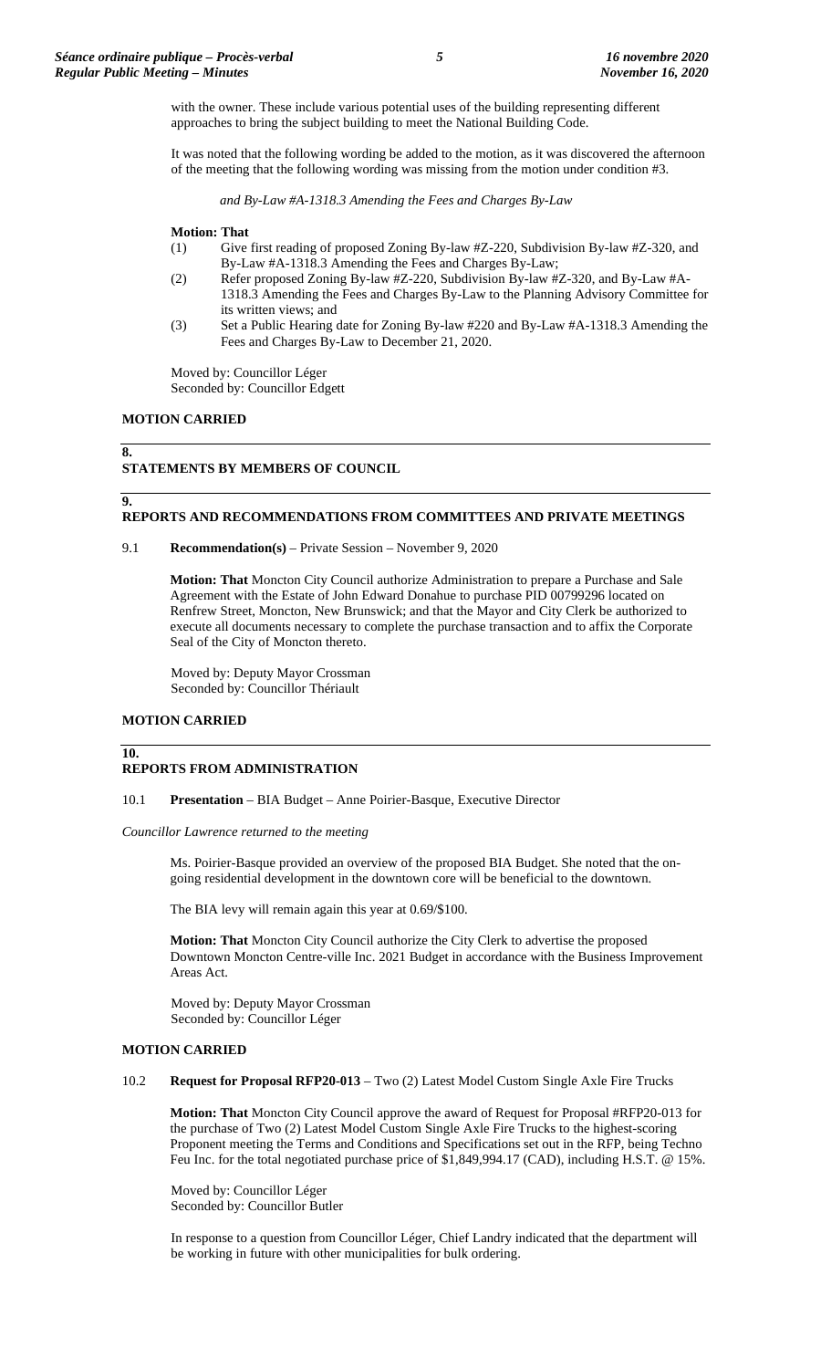with the owner. These include various potential uses of the building representing different approaches to bring the subject building to meet the National Building Code.

It was noted that the following wording be added to the motion, as it was discovered the afternoon of the meeting that the following wording was missing from the motion under condition #3.

*and By-Law #A-1318.3 Amending the Fees and Charges By-Law*

**Motion: That**

(1) Give first reading of proposed Zoning By-law #Z-220, Subdivision By-law #Z-320, and By-Law #A-1318.3 Amending the Fees and Charges By-Law;
(2) Refer proposed Zoning By-law #Z-220, Subdivision By-law #Z-320, and By-Law #A-1318.3 Amending the Fees and Charges By-Law to the Planning Advisory Committee for its written views; and
(3) Set a Public Hearing date for Zoning By-law #220 and By-Law #A-1318.3 Amending the Fees and Charges By-Law to December 21, 2020.

Moved by: Councillor Léger
Seconded by: Councillor Edgett

**MOTION CARRIED**

## 8. STATEMENTS BY MEMBERS OF COUNCIL

## 9. REPORTS AND RECOMMENDATIONS FROM COMMITTEES AND PRIVATE MEETINGS

9.1 **Recommendation(s)** – Private Session – November 9, 2020

**Motion: That** Moncton City Council authorize Administration to prepare a Purchase and Sale Agreement with the Estate of John Edward Donahue to purchase PID 00799296 located on Renfrew Street, Moncton, New Brunswick; and that the Mayor and City Clerk be authorized to execute all documents necessary to complete the purchase transaction and to affix the Corporate Seal of the City of Moncton thereto.

Moved by: Deputy Mayor Crossman
Seconded by: Councillor Thériault

**MOTION CARRIED**

## 10. REPORTS FROM ADMINISTRATION

10.1 **Presentation** – BIA Budget – Anne Poirier-Basque, Executive Director

*Councillor Lawrence returned to the meeting*

Ms. Poirier-Basque provided an overview of the proposed BIA Budget. She noted that the on-going residential development in the downtown core will be beneficial to the downtown.

The BIA levy will remain again this year at 0.69/$100.

**Motion: That** Moncton City Council authorize the City Clerk to advertise the proposed Downtown Moncton Centre-ville Inc. 2021 Budget in accordance with the Business Improvement Areas Act.

Moved by: Deputy Mayor Crossman
Seconded by: Councillor Léger

**MOTION CARRIED**

10.2 **Request for Proposal RFP20-013** – Two (2) Latest Model Custom Single Axle Fire Trucks

**Motion: That** Moncton City Council approve the award of Request for Proposal #RFP20-013 for the purchase of Two (2) Latest Model Custom Single Axle Fire Trucks to the highest-scoring Proponent meeting the Terms and Conditions and Specifications set out in the RFP, being Techno Feu Inc. for the total negotiated purchase price of $1,849,994.17 (CAD), including H.S.T. @ 15%.

Moved by: Councillor Léger
Seconded by: Councillor Butler

In response to a question from Councillor Léger, Chief Landry indicated that the department will be working in future with other municipalities for bulk ordering.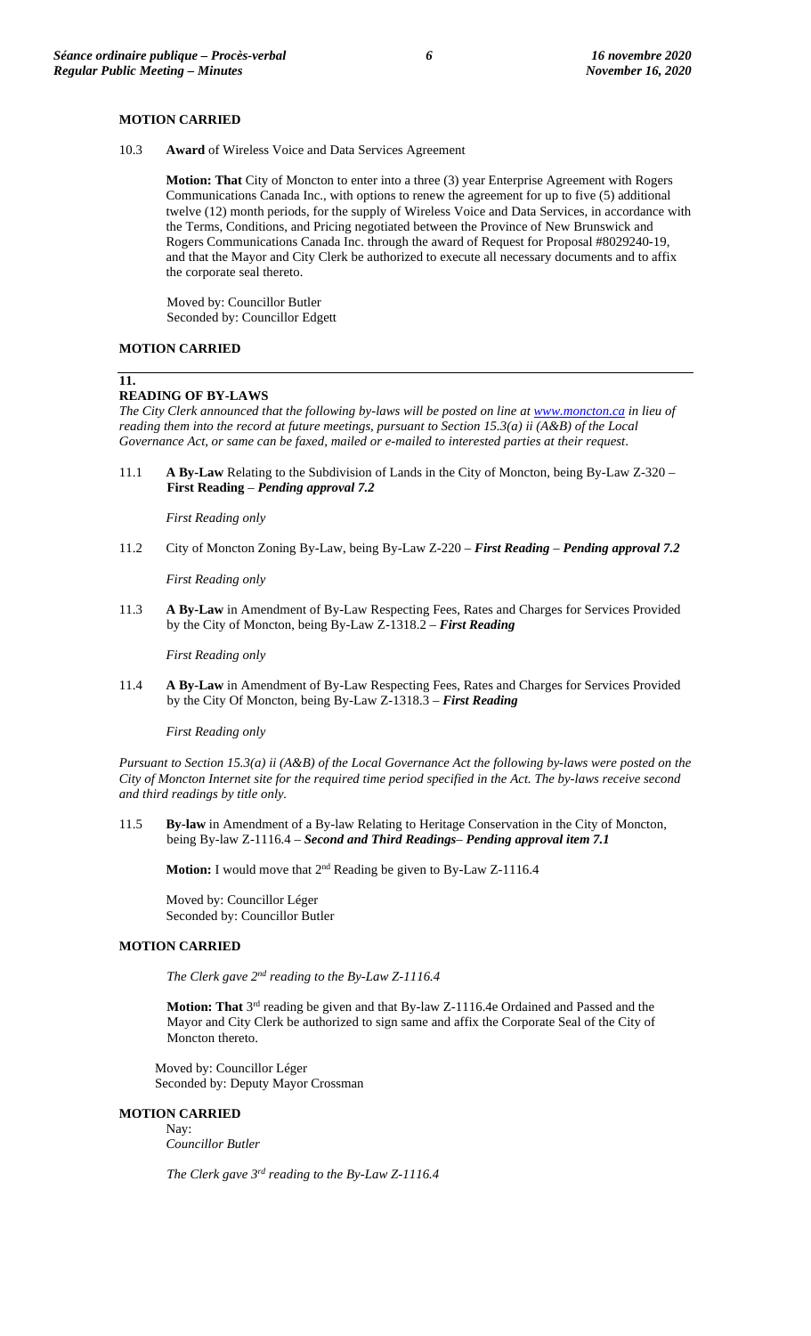**MOTION CARRIED**

10.3 **Award** of Wireless Voice and Data Services Agreement

**Motion: That** City of Moncton to enter into a three (3) year Enterprise Agreement with Rogers Communications Canada Inc., with options to renew the agreement for up to five (5) additional twelve (12) month periods, for the supply of Wireless Voice and Data Services, in accordance with the Terms, Conditions, and Pricing negotiated between the Province of New Brunswick and Rogers Communications Canada Inc. through the award of Request for Proposal #8029240-19, and that the Mayor and City Clerk be authorized to execute all necessary documents and to affix the corporate seal thereto.

Moved by: Councillor Butler
Seconded by: Councillor Edgett

**MOTION CARRIED**

## 11. READING OF BY-LAWS

*The City Clerk announced that the following by-laws will be posted on line at www.moncton.ca in lieu of reading them into the record at future meetings, pursuant to Section 15.3(a) ii (A&B) of the Local Governance Act, or same can be faxed, mailed or e-mailed to interested parties at their request.*

11.1 **A By-Law** Relating to the Subdivision of Lands in the City of Moncton, being By-Law Z-320 – **First Reading** – ***Pending approval 7.2***

*First Reading only*

11.2 City of Moncton Zoning By-Law, being By-Law Z-220 – ***First Reading*** – ***Pending approval 7.2***

*First Reading only*

11.3 **A By-Law** in Amendment of By-Law Respecting Fees, Rates and Charges for Services Provided by the City of Moncton, being By-Law Z-1318.2 – ***First Reading***

*First Reading only*

11.4 **A By-Law** in Amendment of By-Law Respecting Fees, Rates and Charges for Services Provided by the City Of Moncton, being By-Law Z-1318.3 – ***First Reading***

*First Reading only*

*Pursuant to Section 15.3(a) ii (A&B) of the Local Governance Act the following by-laws were posted on the City of Moncton Internet site for the required time period specified in the Act. The by-laws receive second and third readings by title only.*

11.5 **By-law** in Amendment of a By-law Relating to Heritage Conservation in the City of Moncton, being By-law Z-1116.4 – ***Second and Third Readings*** – ***Pending approval item 7.1***

**Motion:** I would move that 2nd Reading be given to By-Law Z-1116.4

Moved by: Councillor Léger
Seconded by: Councillor Butler

**MOTION CARRIED**

*The Clerk gave 2nd reading to the By-Law Z-1116.4*

**Motion: That** 3rd reading be given and that By-law Z-1116.4e Ordained and Passed and the Mayor and City Clerk be authorized to sign same and affix the Corporate Seal of the City of Moncton thereto.

Moved by: Councillor Léger
Seconded by: Deputy Mayor Crossman

**MOTION CARRIED**

Nay:
*Councillor Butler*

*The Clerk gave 3rd reading to the By-Law Z-1116.4*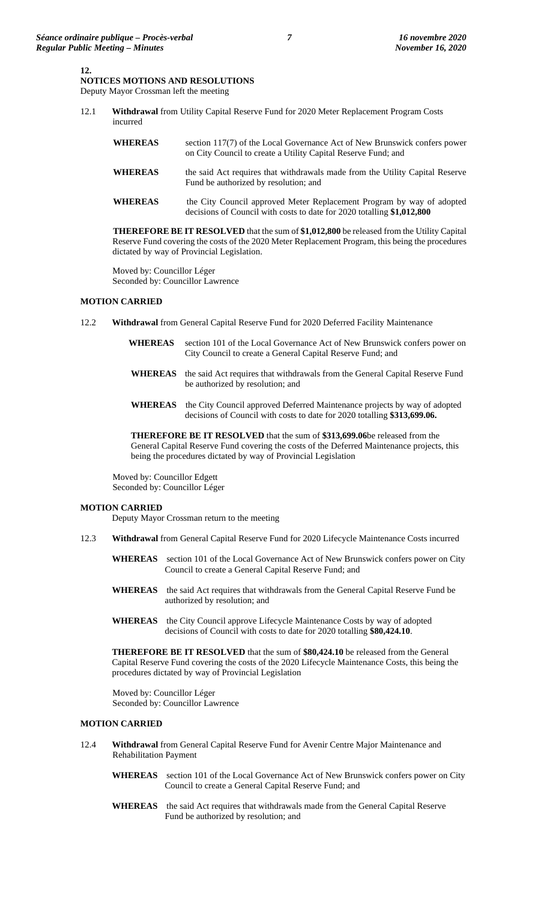**12.**

**NOTICES MOTIONS AND RESOLUTIONS**

Deputy Mayor Crossman left the meeting

12.1 **Withdrawal** from Utility Capital Reserve Fund for 2020 Meter Replacement Program Costs incurred

**WHEREAS** section 117(7) of the Local Governance Act of New Brunswick confers power on City Council to create a Utility Capital Reserve Fund; and

**WHEREAS** the said Act requires that withdrawals made from the Utility Capital Reserve Fund be authorized by resolution; and

**WHEREAS** the City Council approved Meter Replacement Program by way of adopted decisions of Council with costs to date for 2020 totalling **$1,012,800**

**THEREFORE BE IT RESOLVED** that the sum of **$1,012,800** be released from the Utility Capital Reserve Fund covering the costs of the 2020 Meter Replacement Program, this being the procedures dictated by way of Provincial Legislation.

Moved by: Councillor Léger
Seconded by: Councillor Lawrence

**MOTION CARRIED**

12.2 **Withdrawal** from General Capital Reserve Fund for 2020 Deferred Facility Maintenance

**WHEREAS** section 101 of the Local Governance Act of New Brunswick confers power on City Council to create a General Capital Reserve Fund; and

**WHEREAS** the said Act requires that withdrawals from the General Capital Reserve Fund be authorized by resolution; and

**WHEREAS** the City Council approved Deferred Maintenance projects by way of adopted decisions of Council with costs to date for 2020 totalling **$313,699.06.**

**THEREFORE BE IT RESOLVED** that the sum of **$313,699.06**be released from the General Capital Reserve Fund covering the costs of the Deferred Maintenance projects, this being the procedures dictated by way of Provincial Legislation

Moved by: Councillor Edgett
Seconded by: Councillor Léger

**MOTION CARRIED**

Deputy Mayor Crossman return to the meeting

12.3 **Withdrawal** from General Capital Reserve Fund for 2020 Lifecycle Maintenance Costs incurred

**WHEREAS** section 101 of the Local Governance Act of New Brunswick confers power on City Council to create a General Capital Reserve Fund; and

**WHEREAS** the said Act requires that withdrawals from the General Capital Reserve Fund be authorized by resolution; and

**WHEREAS** the City Council approve Lifecycle Maintenance Costs by way of adopted decisions of Council with costs to date for 2020 totalling **$80,424.10**.

**THEREFORE BE IT RESOLVED** that the sum of **$80,424.10** be released from the General Capital Reserve Fund covering the costs of the 2020 Lifecycle Maintenance Costs, this being the procedures dictated by way of Provincial Legislation

Moved by: Councillor Léger
Seconded by: Councillor Lawrence

**MOTION CARRIED**

12.4 **Withdrawal** from General Capital Reserve Fund for Avenir Centre Major Maintenance and Rehabilitation Payment

**WHEREAS** section 101 of the Local Governance Act of New Brunswick confers power on City Council to create a General Capital Reserve Fund; and

**WHEREAS** the said Act requires that withdrawals made from the General Capital Reserve Fund be authorized by resolution; and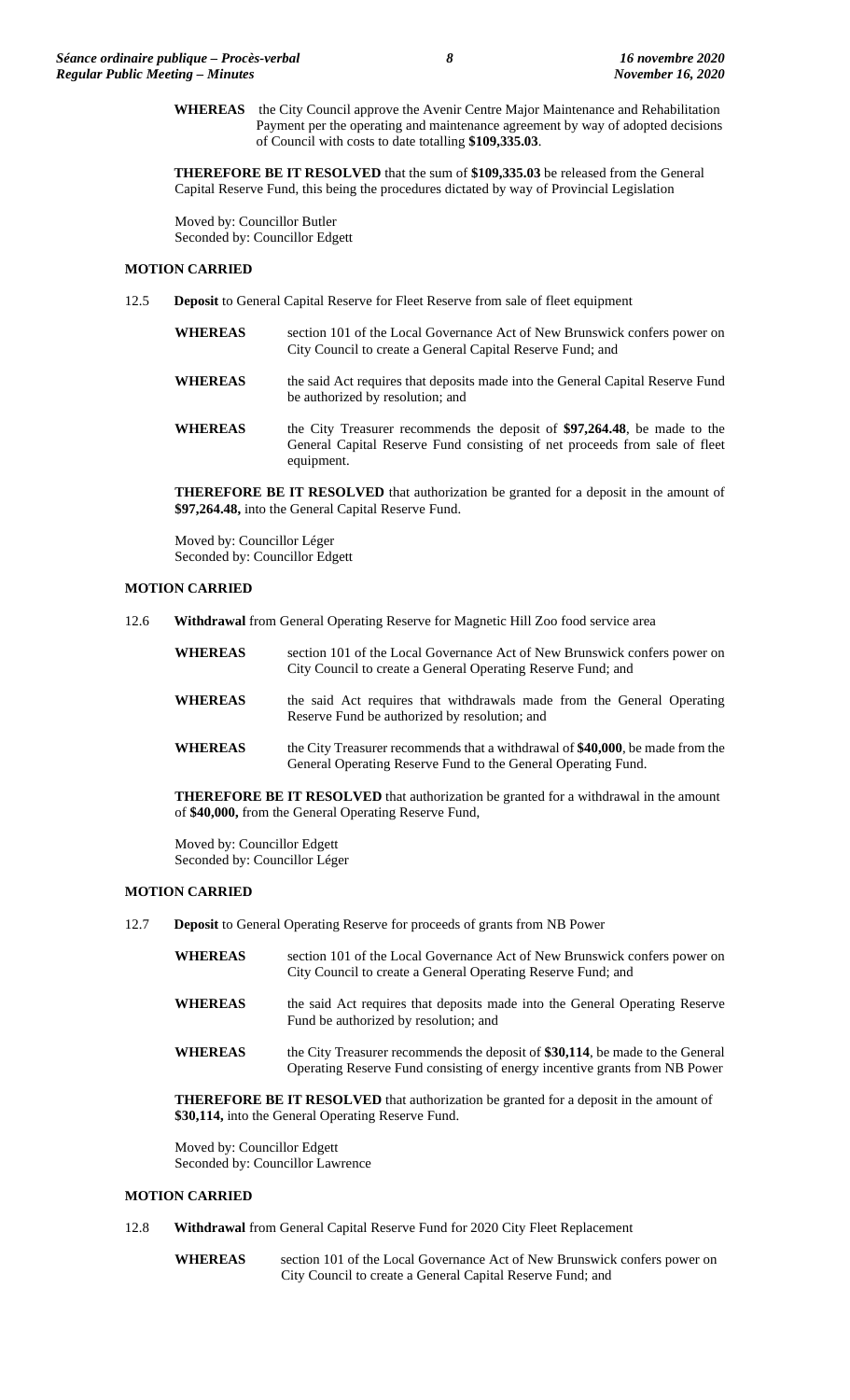**WHEREAS** the City Council approve the Avenir Centre Major Maintenance and Rehabilitation Payment per the operating and maintenance agreement by way of adopted decisions of Council with costs to date totalling **$109,335.03**.

**THEREFORE BE IT RESOLVED** that the sum of **$109,335.03** be released from the General Capital Reserve Fund, this being the procedures dictated by way of Provincial Legislation

Moved by: Councillor Butler
Seconded by: Councillor Edgett

**MOTION CARRIED**

12.5 **Deposit** to General Capital Reserve for Fleet Reserve from sale of fleet equipment

**WHEREAS** section 101 of the Local Governance Act of New Brunswick confers power on City Council to create a General Capital Reserve Fund; and

**WHEREAS** the said Act requires that deposits made into the General Capital Reserve Fund be authorized by resolution; and

**WHEREAS** the City Treasurer recommends the deposit of **$97,264.48**, be made to the General Capital Reserve Fund consisting of net proceeds from sale of fleet equipment.

**THEREFORE BE IT RESOLVED** that authorization be granted for a deposit in the amount of **$97,264.48,** into the General Capital Reserve Fund.

Moved by: Councillor Léger
Seconded by: Councillor Edgett

**MOTION CARRIED**

12.6 **Withdrawal** from General Operating Reserve for Magnetic Hill Zoo food service area

**WHEREAS** section 101 of the Local Governance Act of New Brunswick confers power on City Council to create a General Operating Reserve Fund; and

**WHEREAS** the said Act requires that withdrawals made from the General Operating Reserve Fund be authorized by resolution; and

**WHEREAS** the City Treasurer recommends that a withdrawal of **$40,000**, be made from the General Operating Reserve Fund to the General Operating Fund.

**THEREFORE BE IT RESOLVED** that authorization be granted for a withdrawal in the amount of **$40,000,** from the General Operating Reserve Fund,

Moved by: Councillor Edgett
Seconded by: Councillor Léger

**MOTION CARRIED**

12.7 **Deposit** to General Operating Reserve for proceeds of grants from NB Power

**WHEREAS** section 101 of the Local Governance Act of New Brunswick confers power on City Council to create a General Operating Reserve Fund; and

**WHEREAS** the said Act requires that deposits made into the General Operating Reserve Fund be authorized by resolution; and

**WHEREAS** the City Treasurer recommends the deposit of **$30,114**, be made to the General Operating Reserve Fund consisting of energy incentive grants from NB Power

**THEREFORE BE IT RESOLVED** that authorization be granted for a deposit in the amount of **$30,114,** into the General Operating Reserve Fund.

Moved by: Councillor Edgett
Seconded by: Councillor Lawrence

**MOTION CARRIED**

12.8 **Withdrawal** from General Capital Reserve Fund for 2020 City Fleet Replacement

**WHEREAS** section 101 of the Local Governance Act of New Brunswick confers power on City Council to create a General Capital Reserve Fund; and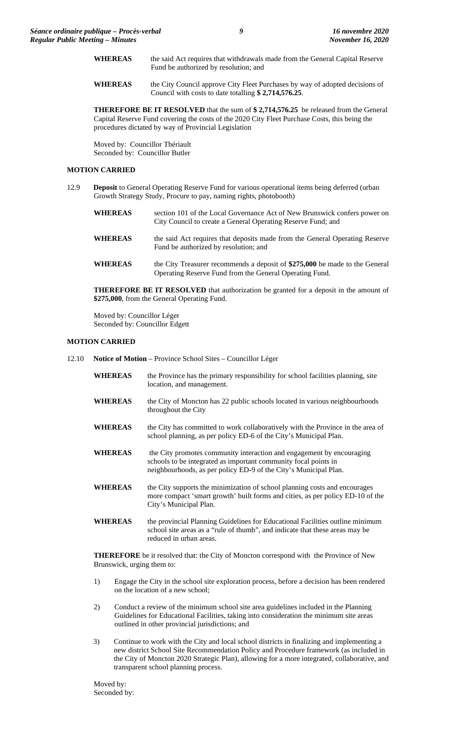**WHEREAS** the said Act requires that withdrawals made from the General Capital Reserve Fund be authorized by resolution; and

**WHEREAS** the City Council approve City Fleet Purchases by way of adopted decisions of Council with costs to date totalling **$ 2,714,576.25**.

**THEREFORE BE IT RESOLVED** that the sum of **$ 2,714,576.25** be released from the General Capital Reserve Fund covering the costs of the 2020 City Fleet Purchase Costs, this being the procedures dictated by way of Provincial Legislation

Moved by: Councillor Thériault
Seconded by: Councillor Butler

**MOTION CARRIED**

12.9 **Deposit** to General Operating Reserve Fund for various operational items being deferred (urban Growth Strategy Study, Procure to pay, naming rights, photobooth)

**WHEREAS** section 101 of the Local Governance Act of New Brunswick confers power on City Council to create a General Operating Reserve Fund; and

**WHEREAS** the said Act requires that deposits made from the General Operating Reserve Fund be authorized by resolution; and

**WHEREAS** the City Treasurer recommends a deposit of **$275,000** be made to the General Operating Reserve Fund from the General Operating Fund.

**THEREFORE BE IT RESOLVED** that authorization be granted for a deposit in the amount of **$275,000**, from the General Operating Fund.

Moved by: Councillor Léger
Seconded by: Councillor Edgett

**MOTION CARRIED**

12.10 **Notice of Motion** – Province School Sites – Councillor Léger

**WHEREAS** the Province has the primary responsibility for school facilities planning, site location, and management.

**WHEREAS** the City of Moncton has 22 public schools located in various neighbourhoods throughout the City

**WHEREAS** the City has committed to work collaboratively with the Province in the area of school planning, as per policy ED-6 of the City's Municipal Plan.

**WHEREAS** the City promotes community interaction and engagement by encouraging schools to be integrated as important community focal points in neighbourhoods, as per policy ED-9 of the City's Municipal Plan.

**WHEREAS** the City supports the minimization of school planning costs and encourages more compact 'smart growth' built forms and cities, as per policy ED-10 of the City's Municipal Plan.

**WHEREAS** the provincial Planning Guidelines for Educational Facilities outline minimum school site areas as a "rule of thumb", and indicate that these areas may be reduced in urban areas.

**THEREFORE** be it resolved that: the City of Moncton correspond with the Province of New Brunswick, urging them to:

1) Engage the City in the school site exploration process, before a decision has been rendered on the location of a new school;

2) Conduct a review of the minimum school site area guidelines included in the Planning Guidelines for Educational Facilities, taking into consideration the minimum site areas outlined in other provincial jurisdictions; and

3) Continue to work with the City and local school districts in finalizing and implementing a new district School Site Recommendation Policy and Procedure framework (as included in the City of Moncton 2020 Strategic Plan), allowing for a more integrated, collaborative, and transparent school planning process.

Moved by:
Seconded by: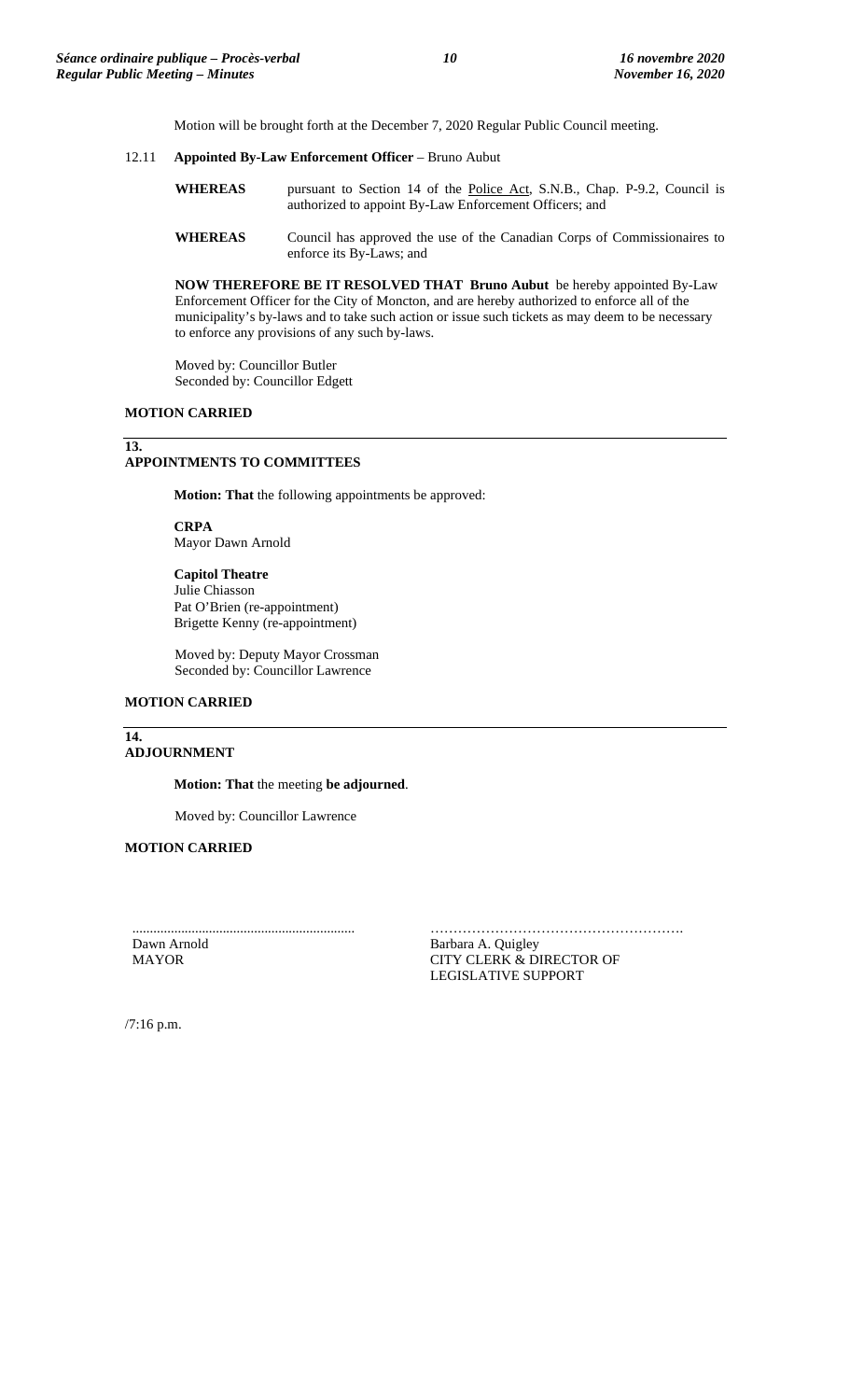Motion will be brought forth at the December 7, 2020 Regular Public Council meeting.

12.11 **Appointed By-Law Enforcement Officer** – Bruno Aubut

**WHEREAS** pursuant to Section 14 of the Police Act, S.N.B., Chap. P-9.2, Council is authorized to appoint By-Law Enforcement Officers; and

**WHEREAS** Council has approved the use of the Canadian Corps of Commissionaires to enforce its By-Laws; and

**NOW THEREFORE BE IT RESOLVED THAT Bruno Aubut** be hereby appointed By-Law Enforcement Officer for the City of Moncton, and are hereby authorized to enforce all of the municipality's by-laws and to take such action or issue such tickets as may deem to be necessary to enforce any provisions of any such by-laws.

Moved by: Councillor Butler
Seconded by: Councillor Edgett

**MOTION CARRIED**

## 13. APPOINTMENTS TO COMMITTEES

**Motion: That** the following appointments be approved:

**CRPA**
Mayor Dawn Arnold

**Capitol Theatre**
Julie Chiasson
Pat O'Brien (re-appointment)
Brigette Kenny (re-appointment)

Moved by: Deputy Mayor Crossman
Seconded by: Councillor Lawrence

**MOTION CARRIED**

## 14. ADJOURNMENT

**Motion: That** the meeting **be adjourned**.

Moved by: Councillor Lawrence

**MOTION CARRIED**

..............................................................
Dawn Arnold
MAYOR

……………………………………………….
Barbara A. Quigley
CITY CLERK & DIRECTOR OF LEGISLATIVE SUPPORT

/7:16 p.m.